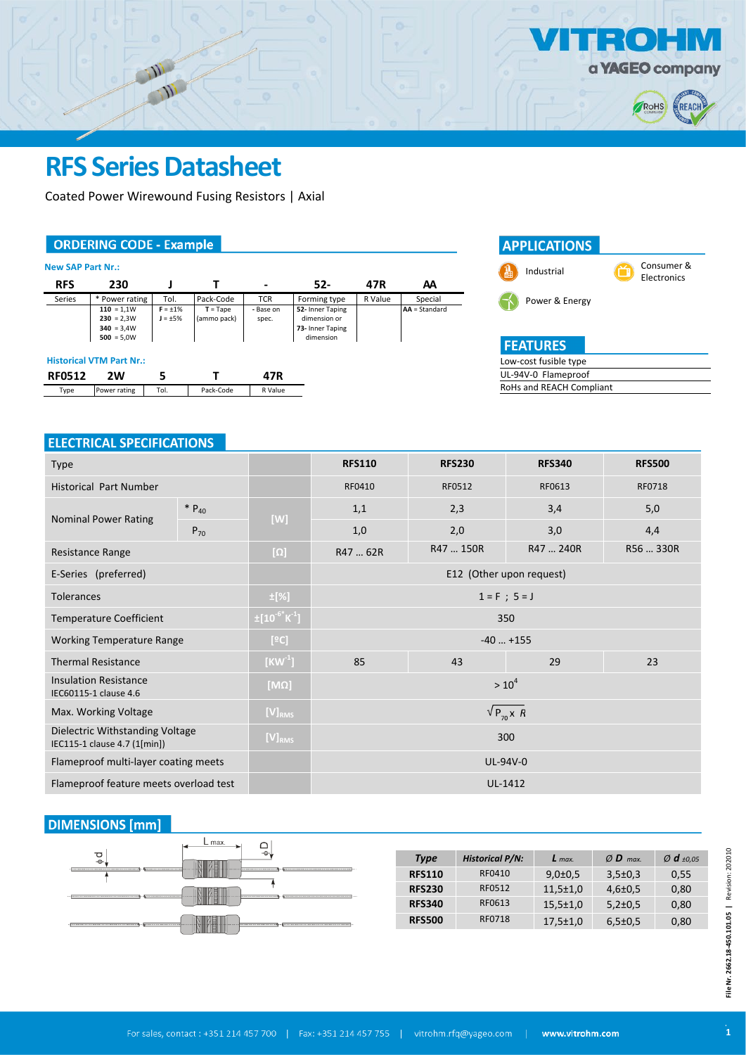VITROHM
a YAGEO company

# RFS Series Datasheet

Coated Power Wirewound Fusing Resistors | Axial

## ORDERING CODE - Example

**New SAP Part Nr.:**

| RFS | 230 | J | T | - | 52- | 47R | AA |
|---|---|---|---|---|---|---|---|
| Series | * Power rating | Tol. | Pack-Code | TCR | Forming type | R Value | Special |
| | **110** = 1,1W<br>**230** = 2,3W<br>**340** = 3,4W<br>**500** = 5,0W | **F** = ±1%<br>**J** = ±5% | **T** = Tape (ammo pack) | - Base on spec. | **52-** Inner Taping dimension or<br>**73-** Inner Taping dimension | | **AA** = Standard |

**Historical VTM Part Nr.:**

| RF0512 | 2W | 5 | T | 47R |
|---|---|---|---|---|
| Type | Power rating | Tol. | Pack-Code | R Value |

## APPLICATIONS

- Industrial
- Consumer & Electronics
- Power & Energy

## FEATURES

- Low-cost fusible type
- UL-94V-0 Flameproof
- RoHs and REACH Compliant

## ELECTRICAL SPECIFICATIONS

| Type | | | RFS110 | RFS230 | RFS340 | RFS500 |
|---|---|---|---|---|---|---|
| Historical Part Number | | | RF0410 | RF0512 | RF0613 | RF0718 |
| Nominal Power Rating | * $P_{40}$ | [W] | 1,1 | 2,3 | 3,4 | 5,0 |
| | $P_{70}$ | | 1,0 | 2,0 | 3,0 | 4,4 |
| Resistance Range | | [Ω] | R47 ... 62R | R47 ... 150R | R47 ... 240R | R56 ... 330R |
| E-Series (preferred) | | | E12 (Other upon request) | | | |
| Tolerances | | ±[%] | 1 = F ; 5 = J | | | |
| Temperature Coefficient | | $\pm[10^{-6}K^{-1}]$ | 350 | | | |
| Working Temperature Range | | [ºC] | -40 ... +155 | | | |
| Thermal Resistance | | $[KW^{-1}]$ | 85 | 43 | 29 | 23 |
| Insulation Resistance<br>IEC60115-1 clause 4.6 | | [MΩ] | $> 10^4$ | | | |
| Max. Working Voltage | | $[V]_{RMS}$ | $\sqrt{P_{70} \times R}$ | | | |
| Dielectric Withstanding Voltage<br>IEC115-1 clause 4.7 (1[min]) | | $[V]_{RMS}$ | 300 | | | |
| Flameproof multi-layer coating meets | | | UL-94V-0 | | | |
| Flameproof feature meets overload test | | | UL-1412 | | | |

## DIMENSIONS [mm]

| Type | Historical P/N: | L max. | Ø D max. | Ø d ±0,05 |
|---|---|---|---|---|
| **RFS110** | RF0410 | 9,0±0,5 | 3,5±0,3 | 0,55 |
| **RFS230** | RF0512 | 11,5±1,0 | 4,6±0,5 | 0,80 |
| **RFS340** | RF0613 | 15,5±1,0 | 5,2±0,5 | 0,80 |
| **RFS500** | RF0718 | 17,5±1,0 | 6,5±0,5 | 0,80 |

File Nr. 2662.18-450.101.05 | Revision: 202010

For sales, contact : +351 214 457 700 | Fax: +351 214 457 755 | vitrohm.rfq@yageo.com | www.vitrohm.com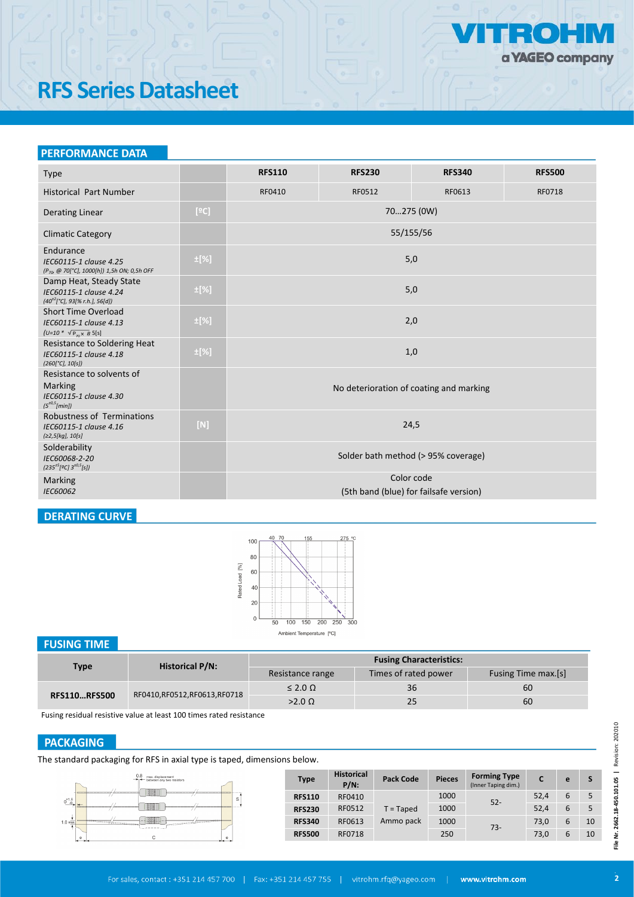# RFS Series Datasheet

## PERFORMANCE DATA

| Type | | RFS110 | RFS230 | RFS340 | RFS500 |
|---|---|---|---|---|---|
| Historical Part Number | | RF0410 | RF0512 | RF0613 | RF0718 |
| Derating Linear | [ºC] | 70…275 (0W) | | | |
| Climatic Category | | 55/155/56 | | | |
| Endurance *IEC60115-1 clause 4.25* *($P_{70}$, @ 70[°C], 1000[h]) 1,5h ON; 0,5h OFF* | ±[%] | 5,0 | | | |
| Damp Heat, Steady State *IEC60115-1 clause 4.24* *($40^{±2}$[°C], 93[% r.h.], 56[d])* | ±[%] | 5,0 | | | |
| Short Time Overload *IEC60115-1 clause 4.13* *($U=10 * \sqrt{P_{70} \times R}$ 5[s]* | ±[%] | 2,0 | | | |
| Resistance to Soldering Heat *IEC60115-1 clause 4.18* *(260[°C], 10[s])* | ±[%] | 1,0 | | | |
| Resistance to solvents of Marking *IEC60115-1 clause 4.30* *($5^{±0,5}$[min])* | | No deterioration of coating and marking | | | |
| Robustness of Terminations *IEC60115-1 clause 4.16* *(≥2,5[kg], 10[s])* | [N] | 24,5 | | | |
| Solderability *IEC60068-2-20* *($235^{±5}$[ºC] $3^{±0,5}$[s])* | | Solder bath method (> 95% coverage) | | | |
| Marking *IEC60062* | | Color code (5th band (blue) for failsafe version) | | | |

## DERATING CURVE

40 70 155 275 °C

Rated Load [%]

100
80
60
40
20
0

50 100 150 200 250 300

Ambient Temperature [ºC]

## FUSING TIME

| Type | Historical P/N: | Fusing Characteristics: | | |
|---|---|---|---|---|
| | | Resistance range | Times of rated power | Fusing Time max.[s] |
| RFS110…RFS500 | RF0410,RF0512,RF0613,RF0718 | ≤ 2.0 Ω | 36 | 60 |
| | | >2.0 Ω | 25 | 60 |

Fusing residual resistive value at least 100 times rated resistance

## PACKAGING

The standard packaging for RFS in axial type is taped, dimensions below.

0.8 max. displacement between any two resistors

$0^{+1.6}_{-0}$

1.0 max.

S

e C e

| Type | Historical P/N: | Pack Code | Pieces | Forming Type (Inner Taping dim.) | C | e | S |
|---|---|---|---|---|---|---|---|
| RFS110 | RF0410 | T = Taped Ammo pack | 1000 | 52- | 52,4 | 6 | 5 |
| RFS230 | RF0512 | | 1000 | | 52,4 | 6 | 5 |
| RFS340 | RF0613 | | 1000 | 73- | 73,0 | 6 | 10 |
| RFS500 | RF0718 | | 250 | | 73,0 | 6 | 10 |